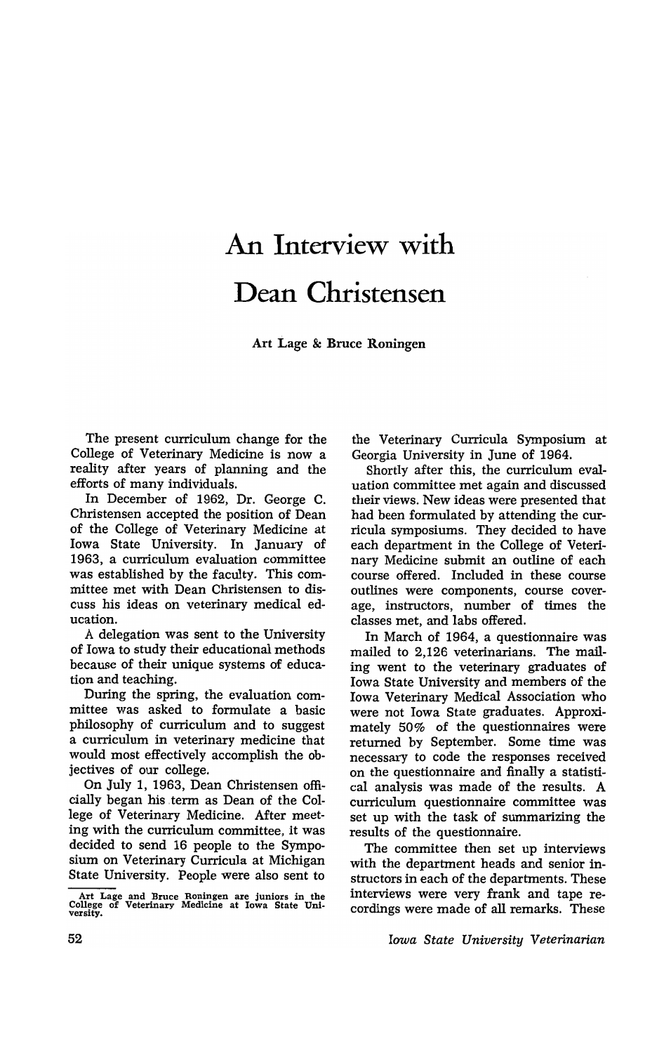# An Interview with Dean Christensen

**Art Lage & Bruce Roningen**

The present curriculum change for the College of Veterinary Medicine is now a reality after years of planning and the efforts of many individuals.

In December of 1962, Dr. George C. Christensen accepted the position of Dean of the College of Veterinary Medicine at Iowa State University. In January of 1963, a curriculum evaluation committee was established by the faculty. This committee met with Dean Christensen to discuss his ideas on veterinary medical education.

A delegation was sent to the University of Iowa to study their educational methods because of their unique systems of education and teaching.

During the spring, the evaluation committee was asked to formulate a basic philosophy of curriculum and to suggest a curriculum in veterinary medicine that would most effectively accomplish the objectives of our college.

On July 1, 1963, Dean Christensen officially began his term as Dean of the College of Veterinary Medicine. After meeting with the curriculum committee, it was decided to send 16 people to the Symposium on Veterinary Curricula at Michigan State University. People were also sent to the Veterinary Curricula Symposium at Georgia University in June of 1964.

Shortly after this, the curriculum evaluation committee met again and discussed their views. New ideas were presented that had been formulated by attending the curricula symposiums. They decided to have each department in the College of Veterinary Medicine submit an outline of each course offered. Included in these course outlines were components, course coverage, instructors, number of times the classes met, and labs offered.

In March of 1964, a questionnaire was mailed to 2,126 veterinarians. The mailing went to the veterinary graduates of Iowa State University and members of the Iowa Veterinary Medical Association who were not Iowa State graduates. Approximately 50% of the questionnaires were returned by September. Some time was necessary to code the responses received on the questionnaire and finally a statistical analysis was made of the results. A curriculum questionnaire committee was set up with the task of summarizing the results of the questionnaire.

The committee then set up interviews with the department heads and senior instructors in each of the departments. These interviews were very frank and tape recordings were made of all remarks. These

---

Art Lage and Bruce Roningen are juniors in the College of Veterinary Medicine at Iowa State University.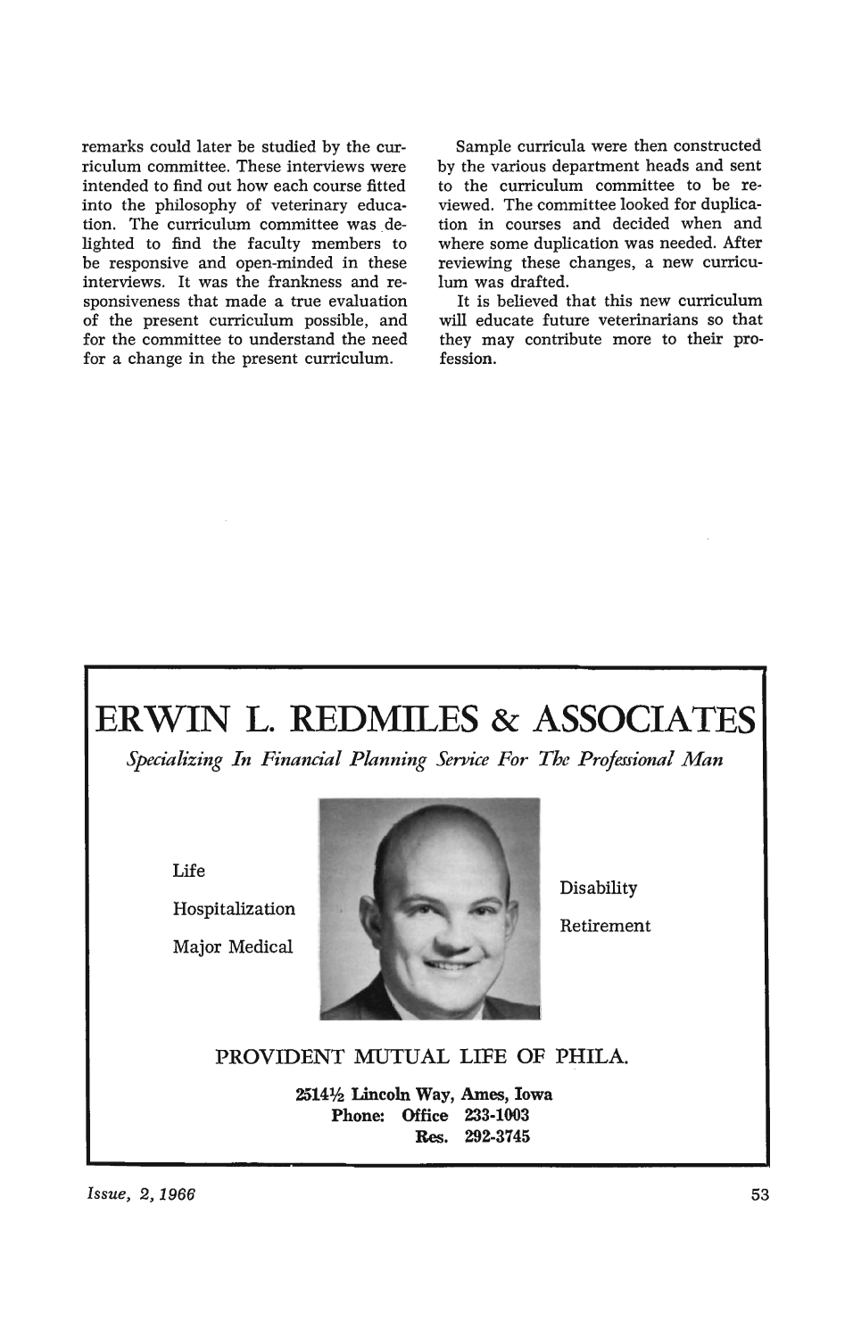remarks could later be studied by the curriculum committee. These interviews were intended to find out how each course fitted into the philosophy of veterinary education. The curriculum committee was delighted to find the faculty members to be responsive and open-minded in these interviews. It was the frankness and responsiveness that made a true evaluation of the present curriculum possible, and for the committee to understand the need for a change in the present curriculum.

Sample curricula were then constructed by the various department heads and sent to the curriculum committee to be reviewed. The committee looked for duplication in courses and decided when and where some duplication was needed. After reviewing these changes, a new curriculum was drafted.

It is believed that this new curriculum will educate future veterinarians so that they may contribute more to their profession.

# ERWIN L. REDMILES & ASSOCIATES

*Specializing In Financial Planning Service For The Professional Man*

Life

Hospitalization

Major Medical

Disability

Retirement

PROVIDENT MUTUAL LIFE OF PHILA.

**2514½ Lincoln Way, Ames, Iowa**
**Phone: Office 233-1003**
**Res. 292-3745**